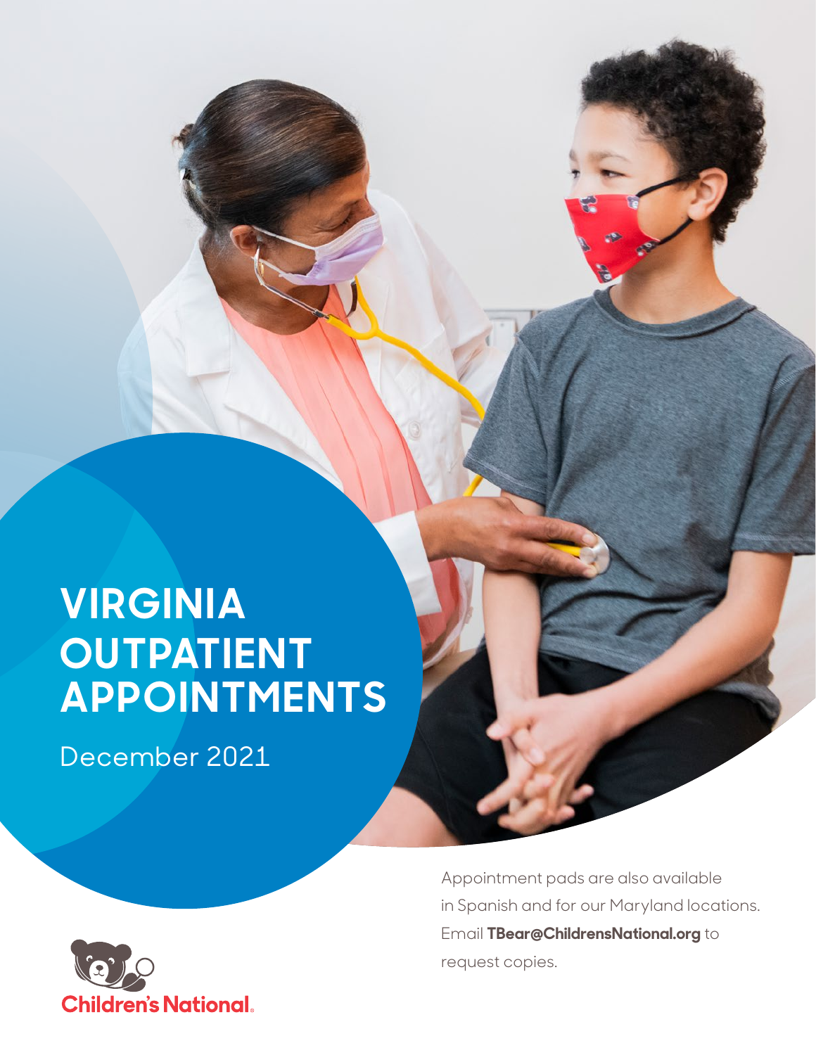# VIRGINIA OUTPATIENT APPOINTMENTS

December 2021

Appointment pads are also available in Spanish and for our Maryland locations. Email **TBear@ChildrensNational.org** to request copies.

Children's National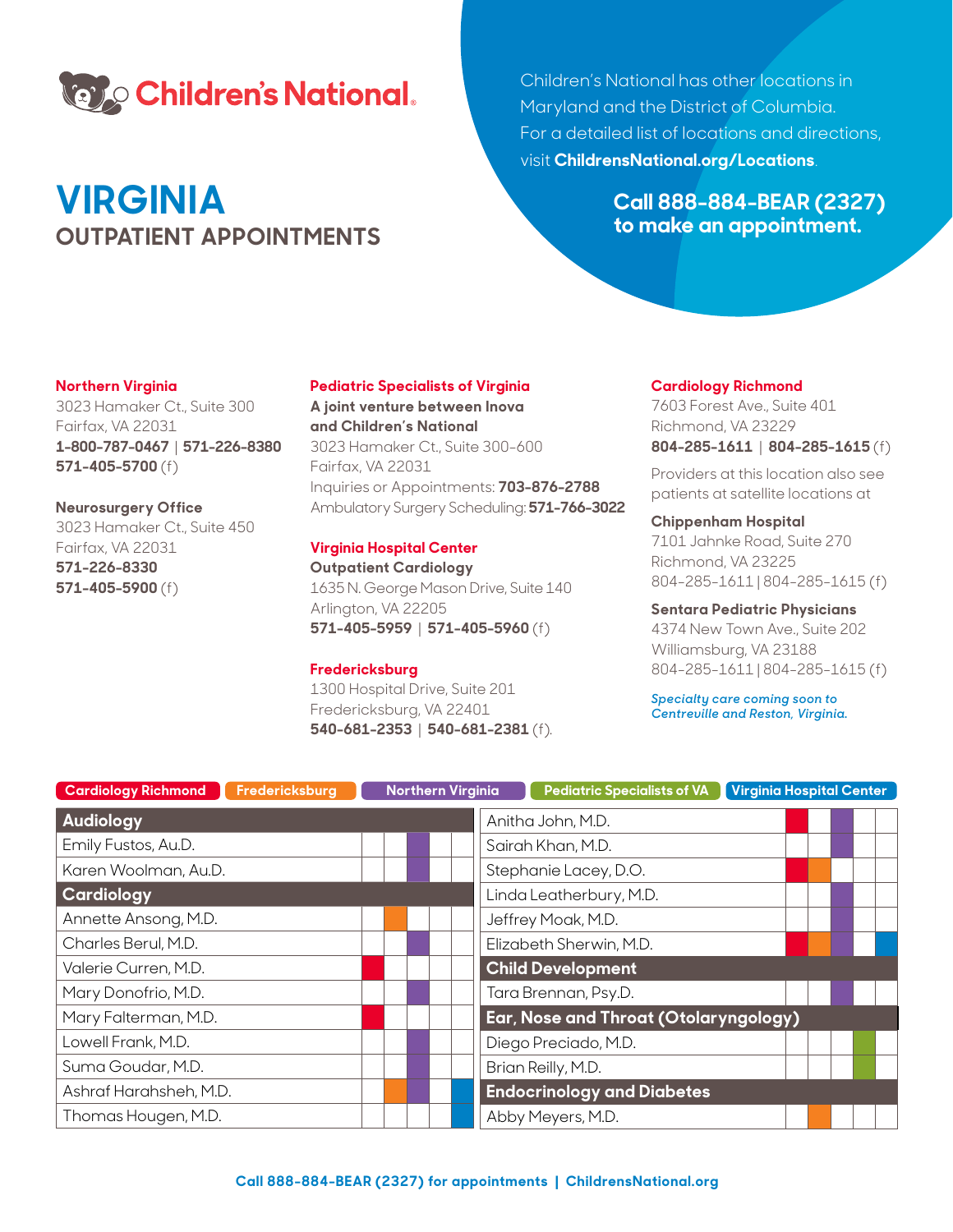# Children's National

Children's National has other locations in Maryland and the District of Columbia. For a detailed list of locations and directions, visit **ChildrensNational.org/Locations**.

**Call 888-884-BEAR (2327) to make an appointment.**

# VIRGINIA

## OUTPATIENT APPOINTMENTS

**Northern Virginia**
3023 Hamaker Ct., Suite 300
Fairfax, VA 22031
**1-800-787-0467** | **571-226-8380**
**571-405-5700** (f)

**Neurosurgery Office**
3023 Hamaker Ct., Suite 450
Fairfax, VA 22031
**571-226-8330**
**571-405-5900** (f)

**Pediatric Specialists of Virginia**
**A joint venture between Inova and Children's National**
3023 Hamaker Ct., Suite 300-600
Fairfax, VA 22031
Inquiries or Appointments: **703-876-2788**
Ambulatory Surgery Scheduling: **571-766-3022**

**Virginia Hospital Center**
**Outpatient Cardiology**
1635 N. George Mason Drive, Suite 140
Arlington, VA 22205
**571-405-5959** | **571-405-5960** (f)

**Fredericksburg**
1300 Hospital Drive, Suite 201
Fredericksburg, VA 22401
**540-681-2353** | **540-681-2381** (f).

**Cardiology Richmond**
7603 Forest Ave., Suite 401
Richmond, VA 23229
**804-285-1611** | **804-285-1615** (f)

Providers at this location also see patients at satellite locations at

**Chippenham Hospital**
7101 Jahnke Road, Suite 270
Richmond, VA 23225
804-285-1611 | 804-285-1615 (f)

**Sentara Pediatric Physicians**
4374 New Town Ave., Suite 202
Williamsburg, VA 23188
804-285-1611 | 804-285-1615 (f)

*Specialty care coming soon to Centreville and Reston, Virginia.*

| Provider | Cardiology Richmond | Fredericksburg | Northern Virginia | Pediatric Specialists of VA | Virginia Hospital Center |
|---|---|---|---|---|---|
| **Audiology** | | | | | |
| Emily Fustos, Au.D. | | | X | | |
| Karen Woolman, Au.D. | | | X | | |
| **Cardiology** | | | | | |
| Annette Ansong, M.D. | | X | | | |
| Charles Berul, M.D. | | | X | | |
| Valerie Curren, M.D. | X | | | | |
| Mary Donofrio, M.D. | | | X | | |
| Mary Falterman, M.D. | X | | | | |
| Lowell Frank, M.D. | | | X | | |
| Suma Goudar, M.D. | | | X | | |
| Ashraf Harahsheh, M.D. | | X | X | | X |
| Thomas Hougen, M.D. | | | | | X |
| Anitha John, M.D. | X | | X | | |
| Sairah Khan, M.D. | | | X | | |
| Stephanie Lacey, D.O. | X | X | | | |
| Linda Leatherbury, M.D. | | | X | | |
| Jeffrey Moak, M.D. | | | X | | |
| Elizabeth Sherwin, M.D. | X | X | X | | X |
| **Child Development** | | | | | |
| Tara Brennan, Psy.D. | | | X | | |
| **Ear, Nose and Throat (Otolaryngology)** | | | | | |
| Diego Preciado, M.D. | | | | X | |
| Brian Reilly, M.D. | | | | X | |
| **Endocrinology and Diabetes** | | | | | |
| Abby Meyers, M.D. | | X | | | |

**Call 888-884-BEAR (2327) for appointments | ChildrensNational.org**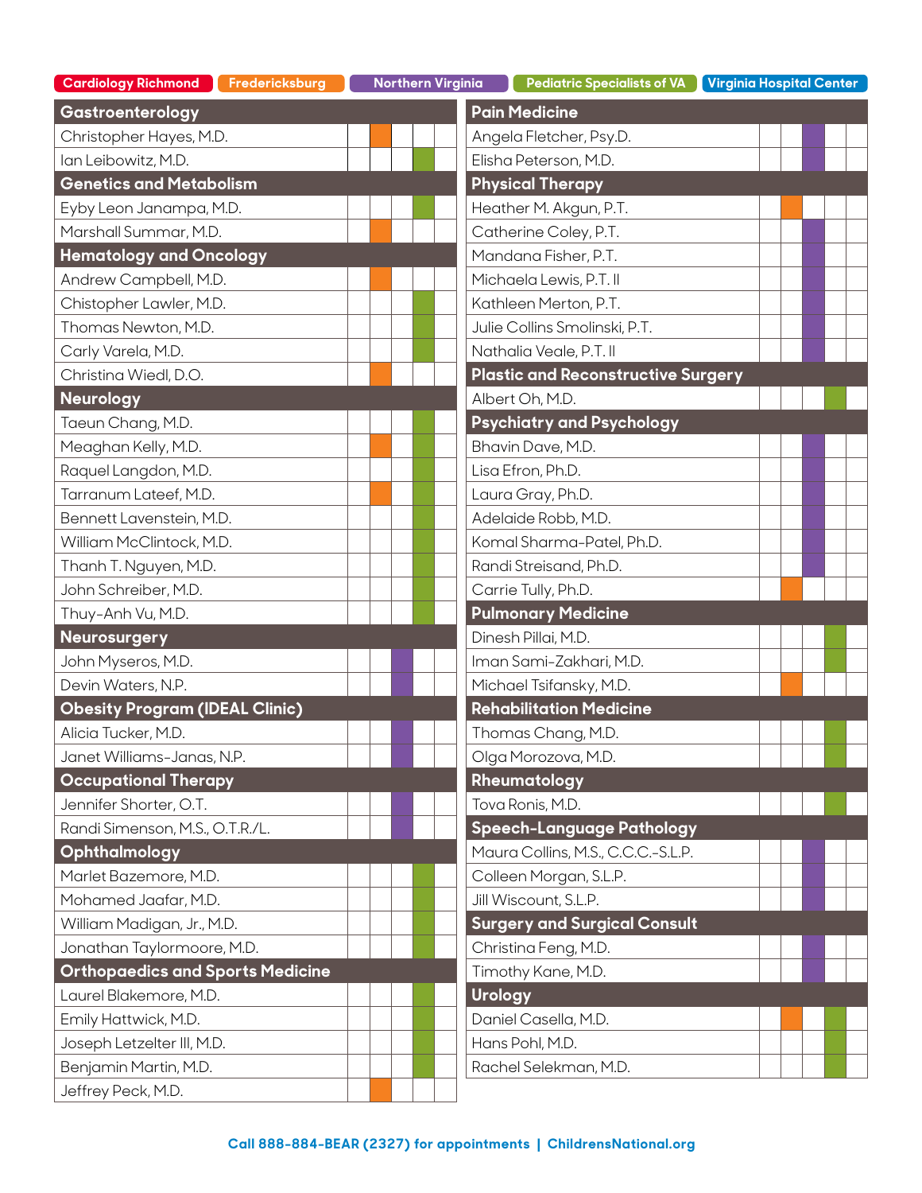| | Cardiology Richmond | Fredericksburg | Northern Virginia | Pediatric Specialists of VA | Virginia Hospital Center |
|---|---|---|---|---|---|
| **Gastroenterology** | | | | | |
| Christopher Hayes, M.D. | | ● | | | |
| Ian Leibowitz, M.D. | | | | ● | |
| **Genetics and Metabolism** | | | | | |
| Eyby Leon Janampa, M.D. | | | | ● | |
| Marshall Summar, M.D. | | ● | | | |
| **Hematology and Oncology** | | | | | |
| Andrew Campbell, M.D. | | ● | | | |
| Chistopher Lawler, M.D. | | | | ● | |
| Thomas Newton, M.D. | | | | ● | |
| Carly Varela, M.D. | | | | ● | |
| Christina Wiedl, D.O. | | ● | | | |
| **Neurology** | | | | | |
| Taeun Chang, M.D. | | | | ● | |
| Meaghan Kelly, M.D. | | ● | | ● | |
| Raquel Langdon, M.D. | | | | ● | |
| Tarranum Lateef, M.D. | | ● | | ● | |
| Bennett Lavenstein, M.D. | | | | ● | |
| William McClintock, M.D. | | | | ● | |
| Thanh T. Nguyen, M.D. | | | | ● | |
| John Schreiber, M.D. | | | | ● | |
| Thuy-Anh Vu, M.D. | | | | ● | |
| **Neurosurgery** | | | | | |
| John Myseros, M.D. | | | ● | | |
| Devin Waters, N.P. | | | ● | | |
| **Obesity Program (IDEAL Clinic)** | | | | | |
| Alicia Tucker, M.D. | | | ● | | |
| Janet Williams-Janas, N.P. | | | ● | | |
| **Occupational Therapy** | | | | | |
| Jennifer Shorter, O.T. | | | ● | | |
| Randi Simenson, M.S., O.T.R./L. | | | ● | | |
| **Ophthalmology** | | | | | |
| Marlet Bazemore, M.D. | | | | ● | |
| Mohamed Jaafar, M.D. | | | | ● | |
| William Madigan, Jr., M.D. | | | | ● | |
| Jonathan Taylormoore, M.D. | | | | ● | |
| **Orthopaedics and Sports Medicine** | | | | | |
| Laurel Blakemore, M.D. | | | | ● | |
| Emily Hattwick, M.D. | | | | ● | |
| Joseph Letzelter III, M.D. | | | | ● | |
| Benjamin Martin, M.D. | | | | ● | |
| Jeffrey Peck, M.D. | | ● | | | |
| **Pain Medicine** | | | | | |
| Angela Fletcher, Psy.D. | | | ● | | |
| Elisha Peterson, M.D. | | | ● | | |
| **Physical Therapy** | | | | | |
| Heather M. Akgun, P.T. | | ● | | | |
| Catherine Coley, P.T. | | | ● | | |
| Mandana Fisher, P.T. | | | ● | | |
| Michaela Lewis, P.T. II | | | ● | | |
| Kathleen Merton, P.T. | | | ● | | |
| Julie Collins Smolinski, P.T. | | | ● | | |
| Nathalia Veale, P.T. II | | | ● | | |
| **Plastic and Reconstructive Surgery** | | | | | |
| Albert Oh, M.D. | | | | ● | |
| **Psychiatry and Psychology** | | | | | |
| Bhavin Dave, M.D. | | | ● | | |
| Lisa Efron, Ph.D. | | | ● | | |
| Laura Gray, Ph.D. | | | ● | | |
| Adelaide Robb, M.D. | | | ● | | |
| Komal Sharma-Patel, Ph.D. | | | ● | | |
| Randi Streisand, Ph.D. | | | ● | | |
| Carrie Tully, Ph.D. | | ● | | | |
| **Pulmonary Medicine** | | | | | |
| Dinesh Pillai, M.D. | | | | ● | |
| Iman Sami-Zakhari, M.D. | | | | ● | |
| Michael Tsifansky, M.D. | | ● | | | |
| **Rehabilitation Medicine** | | | | | |
| Thomas Chang, M.D. | | | | ● | |
| Olga Morozova, M.D. | | | | ● | |
| **Rheumatology** | | | | | |
| Tova Ronis, M.D. | | | | ● | |
| **Speech-Language Pathology** | | | | | |
| Maura Collins, M.S., C.C.C.-S.L.P. | | | ● | | |
| Colleen Morgan, S.L.P. | | | ● | | |
| Jill Wiscount, S.L.P. | | | ● | | |
| **Surgery and Surgical Consult** | | | | | |
| Christina Feng, M.D. | | | ● | | |
| Timothy Kane, M.D. | | | ● | | |
| **Urology** | | | | | |
| Daniel Casella, M.D. | | ● | | ● | |
| Hans Pohl, M.D. | | | | ● | |
| Rachel Selekman, M.D. | | | | ● | |

**Call 888-884-BEAR (2327) for appointments | ChildrensNational.org**